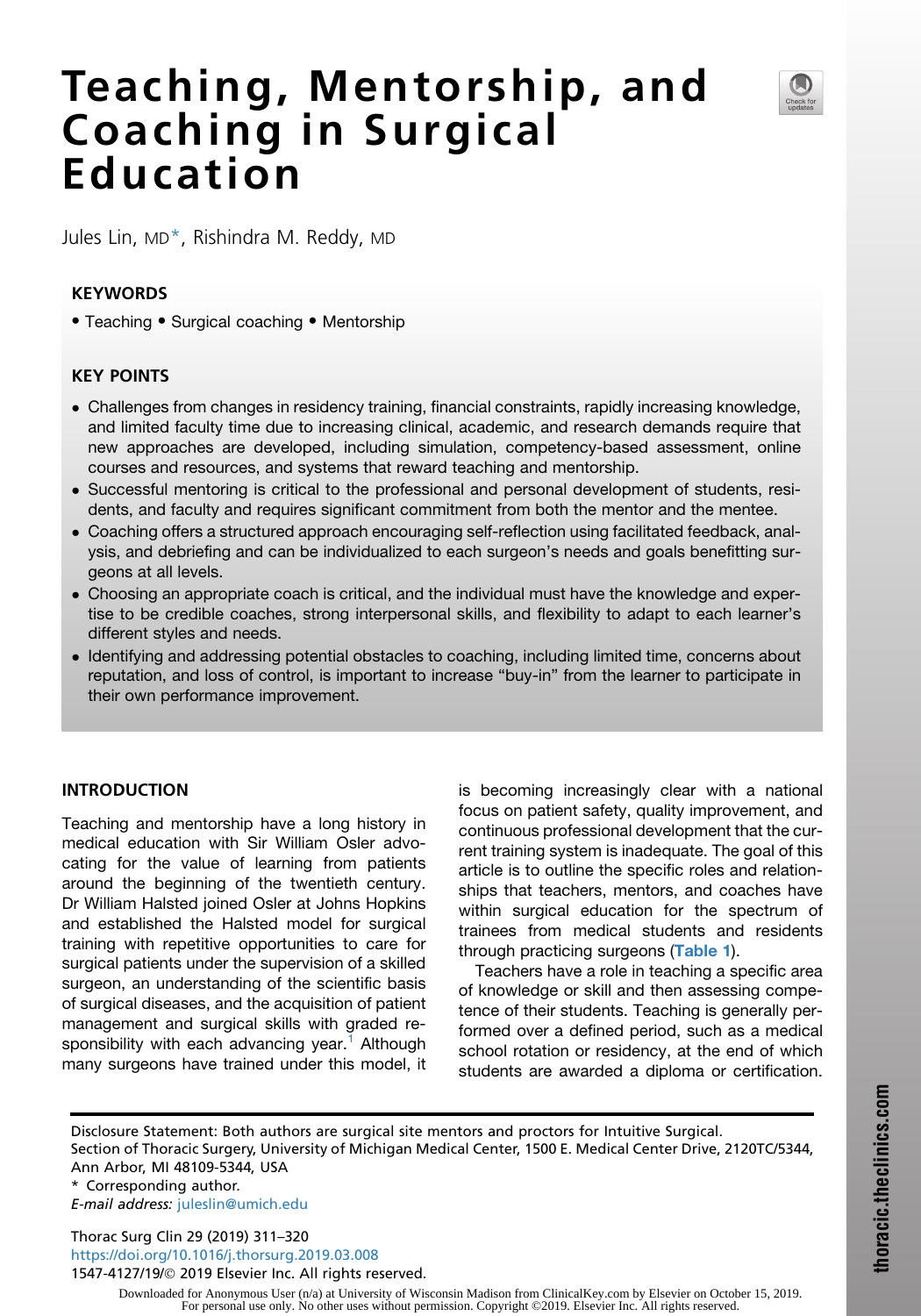# Teaching, Mentorship, and Coaching in Surgical Education

Jules Lin, MD*, Rishindra M. Reddy, MD

## KEYWORDS

• Teaching • Surgical coaching • Mentorship

## KEY POINTS

- Challenges from changes in residency training, financial constraints, rapidly increasing knowledge, and limited faculty time due to increasing clinical, academic, and research demands require that new approaches are developed, including simulation, competency-based assessment, online courses and resources, and systems that reward teaching and mentorship.
- Successful mentoring is critical to the professional and personal development of students, residents, and faculty and requires significant commitment from both the mentor and the mentee.
- Coaching offers a structured approach encouraging self-reflection using facilitated feedback, analysis, and debriefing and can be individualized to each surgeon's needs and goals benefitting surgeons at all levels.
- Choosing an appropriate coach is critical, and the individual must have the knowledge and expertise to be credible coaches, strong interpersonal skills, and flexibility to adapt to each learner's different styles and needs.
- Identifying and addressing potential obstacles to coaching, including limited time, concerns about reputation, and loss of control, is important to increase "buy-in" from the learner to participate in their own performance improvement.

## INTRODUCTION

Teaching and mentorship have a long history in medical education with Sir William Osler advocating for the value of learning from patients around the beginning of the twentieth century. Dr William Halsted joined Osler at Johns Hopkins and established the Halsted model for surgical training with repetitive opportunities to care for surgical patients under the supervision of a skilled surgeon, an understanding of the scientific basis of surgical diseases, and the acquisition of patient management and surgical skills with graded responsibility with each advancing year.[1] Although many surgeons have trained under this model, it is becoming increasingly clear with a national focus on patient safety, quality improvement, and continuous professional development that the current training system is inadequate. The goal of this article is to outline the specific roles and relationships that teachers, mentors, and coaches have within surgical education for the spectrum of trainees from medical students and residents through practicing surgeons (Table 1).

Teachers have a role in teaching a specific area of knowledge or skill and then assessing competence of their students. Teaching is generally performed over a defined period, such as a medical school rotation or residency, at the end of which students are awarded a diploma or certification.

Disclosure Statement: Both authors are surgical site mentors and proctors for Intuitive Surgical.
Section of Thoracic Surgery, University of Michigan Medical Center, 1500 E. Medical Center Drive, 2120TC/5344, Ann Arbor, MI 48109-5344, USA
* Corresponding author.
*E-mail address:* juleslin@umich.edu

Thorac Surg Clin 29 (2019) 311–320
https://doi.org/10.1016/j.thorsurg.2019.03.008
1547-4127/19/© 2019 Elsevier Inc. All rights reserved.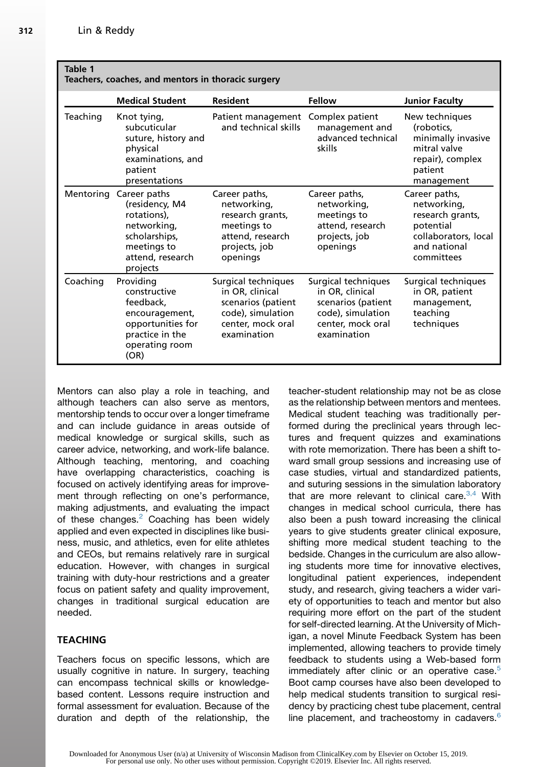**Table 1**
**Teachers, coaches, and mentors in thoracic surgery**

| | Medical Student | Resident | Fellow | Junior Faculty |
|---|---|---|---|---|
| Teaching | Knot tying, subcuticular suture, history and physical examinations, and patient presentations | Patient management and technical skills | Complex patient management and advanced technical skills | New techniques (robotics, minimally invasive mitral valve repair), complex patient management |
| Mentoring | Career paths (residency, M4 rotations), networking, scholarships, meetings to attend, research projects | Career paths, networking, research grants, meetings to attend, research projects, job openings | Career paths, networking, meetings to attend, research projects, job openings | Career paths, networking, research grants, potential collaborators, local and national committees |
| Coaching | Providing constructive feedback, encouragement, opportunities for practice in the operating room (OR) | Surgical techniques in OR, clinical scenarios (patient code), simulation center, mock oral examination | Surgical techniques in OR, clinical scenarios (patient code), simulation center, mock oral examination | Surgical techniques in OR, patient management, teaching techniques |

Mentors can also play a role in teaching, and although teachers can also serve as mentors, mentorship tends to occur over a longer timeframe and can include guidance in areas outside of medical knowledge or surgical skills, such as career advice, networking, and work-life balance. Although teaching, mentoring, and coaching have overlapping characteristics, coaching is focused on actively identifying areas for improvement through reflecting on one's performance, making adjustments, and evaluating the impact of these changes.[2] Coaching has been widely applied and even expected in disciplines like business, music, and athletics, even for elite athletes and CEOs, but remains relatively rare in surgical education. However, with changes in surgical training with duty-hour restrictions and a greater focus on patient safety and quality improvement, changes in traditional surgical education are needed.

## TEACHING

Teachers focus on specific lessons, which are usually cognitive in nature. In surgery, teaching can encompass technical skills or knowledge-based content. Lessons require instruction and formal assessment for evaluation. Because of the duration and depth of the relationship, the teacher-student relationship may not be as close as the relationship between mentors and mentees. Medical student teaching was traditionally performed during the preclinical years through lectures and frequent quizzes and examinations with rote memorization. There has been a shift toward small group sessions and increasing use of case studies, virtual and standardized patients, and suturing sessions in the simulation laboratory that are more relevant to clinical care.[3,4] With changes in medical school curricula, there has also been a push toward increasing the clinical years to give students greater clinical exposure, shifting more medical student teaching to the bedside. Changes in the curriculum are also allowing students more time for innovative electives, longitudinal patient experiences, independent study, and research, giving teachers a wider variety of opportunities to teach and mentor but also requiring more effort on the part of the student for self-directed learning. At the University of Michigan, a novel Minute Feedback System has been implemented, allowing teachers to provide timely feedback to students using a Web-based form immediately after clinic or an operative case.[5] Boot camp courses have also been developed to help medical students transition to surgical residency by practicing chest tube placement, central line placement, and tracheostomy in cadavers.[6]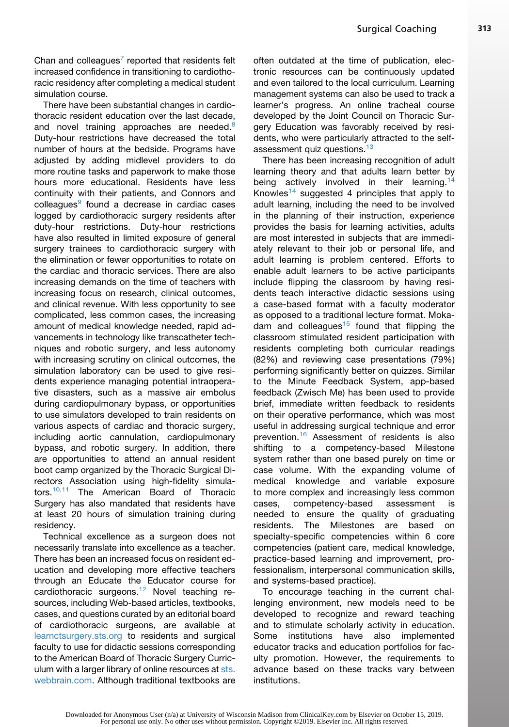Chan and colleagues[7] reported that residents felt increased confidence in transitioning to cardiothoracic residency after completing a medical student simulation course.

There have been substantial changes in cardiothoracic resident education over the last decade, and novel training approaches are needed.[8] Duty-hour restrictions have decreased the total number of hours at the bedside. Programs have adjusted by adding midlevel providers to do more routine tasks and paperwork to make those hours more educational. Residents have less continuity with their patients, and Connors and colleagues[9] found a decrease in cardiac cases logged by cardiothoracic surgery residents after duty-hour restrictions. Duty-hour restrictions have also resulted in limited exposure of general surgery trainees to cardiothoracic surgery with the elimination or fewer opportunities to rotate on the cardiac and thoracic services. There are also increasing demands on the time of teachers with increasing focus on research, clinical outcomes, and clinical revenue. With less opportunity to see complicated, less common cases, the increasing amount of medical knowledge needed, rapid advancements in technology like transcatheter techniques and robotic surgery, and less autonomy with increasing scrutiny on clinical outcomes, the simulation laboratory can be used to give residents experience managing potential intraoperative disasters, such as a massive air embolus during cardiopulmonary bypass, or opportunities to use simulators developed to train residents on various aspects of cardiac and thoracic surgery, including aortic cannulation, cardiopulmonary bypass, and robotic surgery. In addition, there are opportunities to attend an annual resident boot camp organized by the Thoracic Surgical Directors Association using high-fidelity simulators.[10,11] The American Board of Thoracic Surgery has also mandated that residents have at least 20 hours of simulation training during residency.

Technical excellence as a surgeon does not necessarily translate into excellence as a teacher. There has been an increased focus on resident education and developing more effective teachers through an Educate the Educator course for cardiothoracic surgeons.[12] Novel teaching resources, including Web-based articles, textbooks, cases, and questions curated by an editorial board of cardiothoracic surgeons, are available at learnctsurgery.sts.org to residents and surgical faculty to use for didactic sessions corresponding to the American Board of Thoracic Surgery Curriculum with a larger library of online resources at sts.webbrain.com. Although traditional textbooks are often outdated at the time of publication, electronic resources can be continuously updated and even tailored to the local curriculum. Learning management systems can also be used to track a learner's progress. An online tracheal course developed by the Joint Council on Thoracic Surgery Education was favorably received by residents, who were particularly attracted to the self-assessment quiz questions.[13]

There has been increasing recognition of adult learning theory and that adults learn better by being actively involved in their learning.[14] Knowles[14] suggested 4 principles that apply to adult learning, including the need to be involved in the planning of their instruction, experience provides the basis for learning activities, adults are most interested in subjects that are immediately relevant to their job or personal life, and adult learning is problem centered. Efforts to enable adult learners to be active participants include flipping the classroom by having residents teach interactive didactic sessions using a case-based format with a faculty moderator as opposed to a traditional lecture format. Mokadam and colleagues[15] found that flipping the classroom stimulated resident participation with residents completing both curricular readings (82%) and reviewing case presentations (79%) performing significantly better on quizzes. Similar to the Minute Feedback System, app-based feedback (Zwisch Me) has been used to provide brief, immediate written feedback to residents on their operative performance, which was most useful in addressing surgical technique and error prevention.[16] Assessment of residents is also shifting to a competency-based Milestone system rather than one based purely on time or case volume. With the expanding volume of medical knowledge and variable exposure to more complex and increasingly less common cases, competency-based assessment is needed to ensure the quality of graduating residents. The Milestones are based on specialty-specific competencies within 6 core competencies (patient care, medical knowledge, practice-based learning and improvement, professionalism, interpersonal communication skills, and systems-based practice).

To encourage teaching in the current challenging environment, new models need to be developed to recognize and reward teaching and to stimulate scholarly activity in education. Some institutions have also implemented educator tracks and education portfolios for faculty promotion. However, the requirements to advance based on these tracks vary between institutions.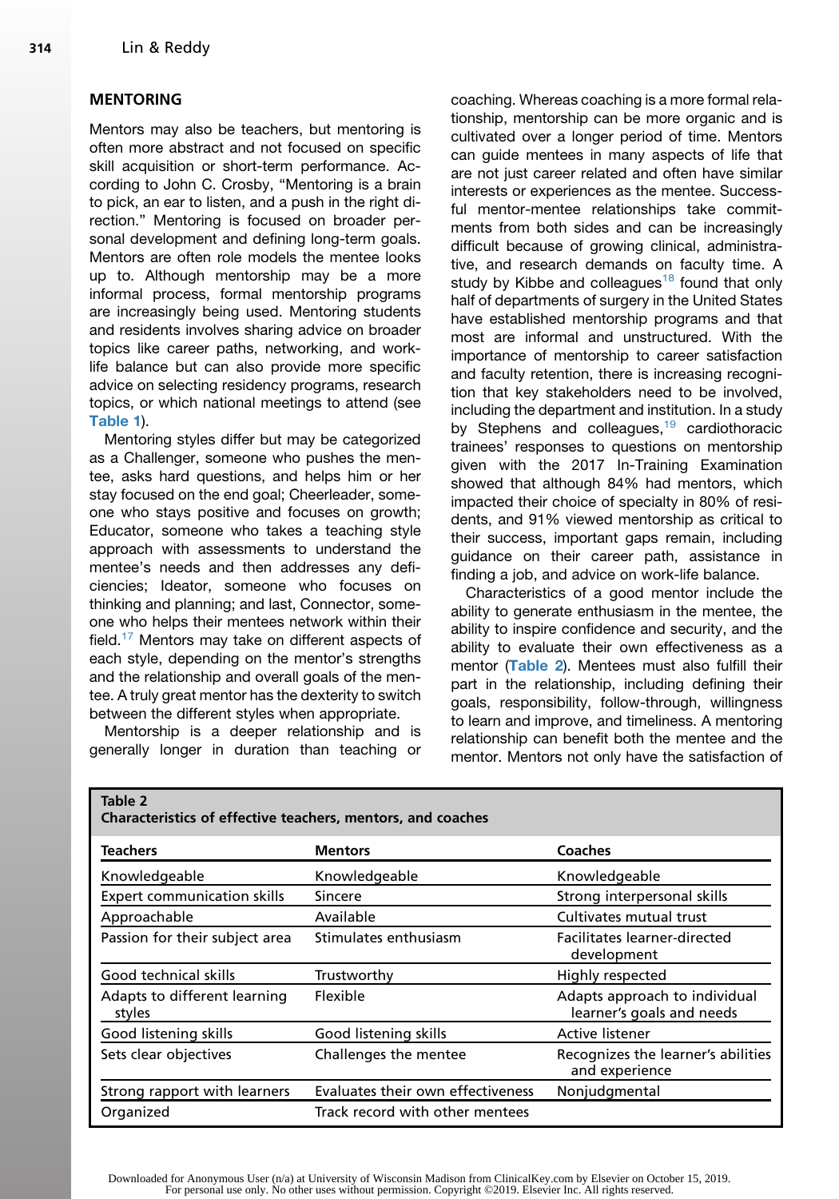## MENTORING

Mentors may also be teachers, but mentoring is often more abstract and not focused on specific skill acquisition or short-term performance. According to John C. Crosby, "Mentoring is a brain to pick, an ear to listen, and a push in the right direction." Mentoring is focused on broader personal development and defining long-term goals. Mentors are often role models the mentee looks up to. Although mentorship may be a more informal process, formal mentorship programs are increasingly being used. Mentoring students and residents involves sharing advice on broader topics like career paths, networking, and work-life balance but can also provide more specific advice on selecting residency programs, research topics, or which national meetings to attend (see **Table 1**).

Mentoring styles differ but may be categorized as a Challenger, someone who pushes the mentee, asks hard questions, and helps him or her stay focused on the end goal; Cheerleader, someone who stays positive and focuses on growth; Educator, someone who takes a teaching style approach with assessments to understand the mentee's needs and then addresses any deficiencies; Ideator, someone who focuses on thinking and planning; and last, Connector, someone who helps their mentees network within their field.[17] Mentors may take on different aspects of each style, depending on the mentor's strengths and the relationship and overall goals of the mentee. A truly great mentor has the dexterity to switch between the different styles when appropriate.

Mentorship is a deeper relationship and is generally longer in duration than teaching or coaching. Whereas coaching is a more formal relationship, mentorship can be more organic and is cultivated over a longer period of time. Mentors can guide mentees in many aspects of life that are not just career related and often have similar interests or experiences as the mentee. Successful mentor-mentee relationships take commitments from both sides and can be increasingly difficult because of growing clinical, administrative, and research demands on faculty time. A study by Kibbe and colleagues[18] found that only half of departments of surgery in the United States have established mentorship programs and that most are informal and unstructured. With the importance of mentorship to career satisfaction and faculty retention, there is increasing recognition that key stakeholders need to be involved, including the department and institution. In a study by Stephens and colleagues,[19] cardiothoracic trainees' responses to questions on mentorship given with the 2017 In-Training Examination showed that although 84% had mentors, which impacted their choice of specialty in 80% of residents, and 91% viewed mentorship as critical to their success, important gaps remain, including guidance on their career path, assistance in finding a job, and advice on work-life balance.

Characteristics of a good mentor include the ability to generate enthusiasm in the mentee, the ability to inspire confidence and security, and the ability to evaluate their own effectiveness as a mentor (**Table 2**). Mentees must also fulfill their part in the relationship, including defining their goals, responsibility, follow-through, willingness to learn and improve, and timeliness. A mentoring relationship can benefit both the mentee and the mentor. Mentors not only have the satisfaction of

**Table 2**
**Characteristics of effective teachers, mentors, and coaches**

| Teachers | Mentors | Coaches |
|---|---|---|
| Knowledgeable | Knowledgeable | Knowledgeable |
| Expert communication skills | Sincere | Strong interpersonal skills |
| Approachable | Available | Cultivates mutual trust |
| Passion for their subject area | Stimulates enthusiasm | Facilitates learner-directed development |
| Good technical skills | Trustworthy | Highly respected |
| Adapts to different learning styles | Flexible | Adapts approach to individual learner's goals and needs |
| Good listening skills | Good listening skills | Active listener |
| Sets clear objectives | Challenges the mentee | Recognizes the learner's abilities and experience |
| Strong rapport with learners | Evaluates their own effectiveness | Nonjudgmental |
| Organized | Track record with other mentees | |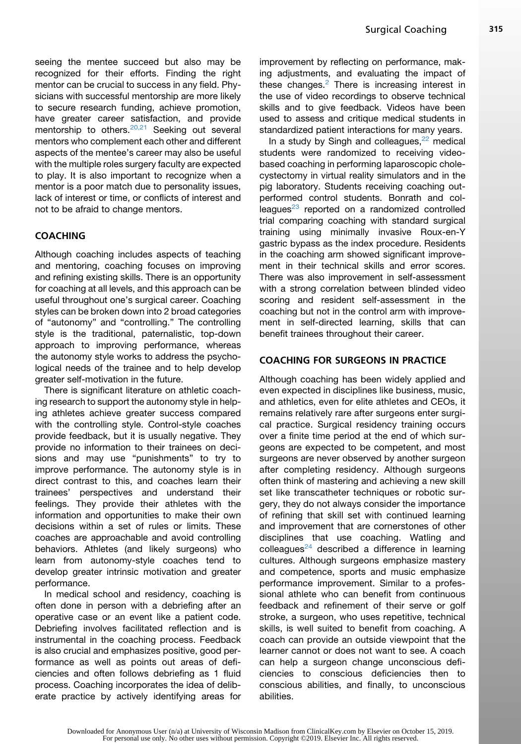seeing the mentee succeed but also may be recognized for their efforts. Finding the right mentor can be crucial to success in any field. Physicians with successful mentorship are more likely to secure research funding, achieve promotion, have greater career satisfaction, and provide mentorship to others.[20,21] Seeking out several mentors who complement each other and different aspects of the mentee's career may also be useful with the multiple roles surgery faculty are expected to play. It is also important to recognize when a mentor is a poor match due to personality issues, lack of interest or time, or conflicts of interest and not to be afraid to change mentors.

## COACHING

Although coaching includes aspects of teaching and mentoring, coaching focuses on improving and refining existing skills. There is an opportunity for coaching at all levels, and this approach can be useful throughout one's surgical career. Coaching styles can be broken down into 2 broad categories of "autonomy" and "controlling." The controlling style is the traditional, paternalistic, top-down approach to improving performance, whereas the autonomy style works to address the psychological needs of the trainee and to help develop greater self-motivation in the future.

There is significant literature on athletic coaching research to support the autonomy style in helping athletes achieve greater success compared with the controlling style. Control-style coaches provide feedback, but it is usually negative. They provide no information to their trainees on decisions and may use "punishments" to try to improve performance. The autonomy style is in direct contrast to this, and coaches learn their trainees' perspectives and understand their feelings. They provide their athletes with the information and opportunities to make their own decisions within a set of rules or limits. These coaches are approachable and avoid controlling behaviors. Athletes (and likely surgeons) who learn from autonomy-style coaches tend to develop greater intrinsic motivation and greater performance.

In medical school and residency, coaching is often done in person with a debriefing after an operative case or an event like a patient code. Debriefing involves facilitated reflection and is instrumental in the coaching process. Feedback is also crucial and emphasizes positive, good performance as well as points out areas of deficiencies and often follows debriefing as 1 fluid process. Coaching incorporates the idea of deliberate practice by actively identifying areas for improvement by reflecting on performance, making adjustments, and evaluating the impact of these changes.[2] There is increasing interest in the use of video recordings to observe technical skills and to give feedback. Videos have been used to assess and critique medical students in standardized patient interactions for many years.

In a study by Singh and colleagues,[22] medical students were randomized to receiving video-based coaching in performing laparoscopic cholecystectomy in virtual reality simulators and in the pig laboratory. Students receiving coaching outperformed control students. Bonrath and colleagues[23] reported on a randomized controlled trial comparing coaching with standard surgical training using minimally invasive Roux-en-Y gastric bypass as the index procedure. Residents in the coaching arm showed significant improvement in their technical skills and error scores. There was also improvement in self-assessment with a strong correlation between blinded video scoring and resident self-assessment in the coaching but not in the control arm with improvement in self-directed learning, skills that can benefit trainees throughout their career.

## COACHING FOR SURGEONS IN PRACTICE

Although coaching has been widely applied and even expected in disciplines like business, music, and athletics, even for elite athletes and CEOs, it remains relatively rare after surgeons enter surgical practice. Surgical residency training occurs over a finite time period at the end of which surgeons are expected to be competent, and most surgeons are never observed by another surgeon after completing residency. Although surgeons often think of mastering and achieving a new skill set like transcatheter techniques or robotic surgery, they do not always consider the importance of refining that skill set with continued learning and improvement that are cornerstones of other disciplines that use coaching. Watling and colleagues[24] described a difference in learning cultures. Although surgeons emphasize mastery and competence, sports and music emphasize performance improvement. Similar to a professional athlete who can benefit from continuous feedback and refinement of their serve or golf stroke, a surgeon, who uses repetitive, technical skills, is well suited to benefit from coaching. A coach can provide an outside viewpoint that the learner cannot or does not want to see. A coach can help a surgeon change unconscious deficiencies to conscious deficiencies then to conscious abilities, and finally, to unconscious abilities.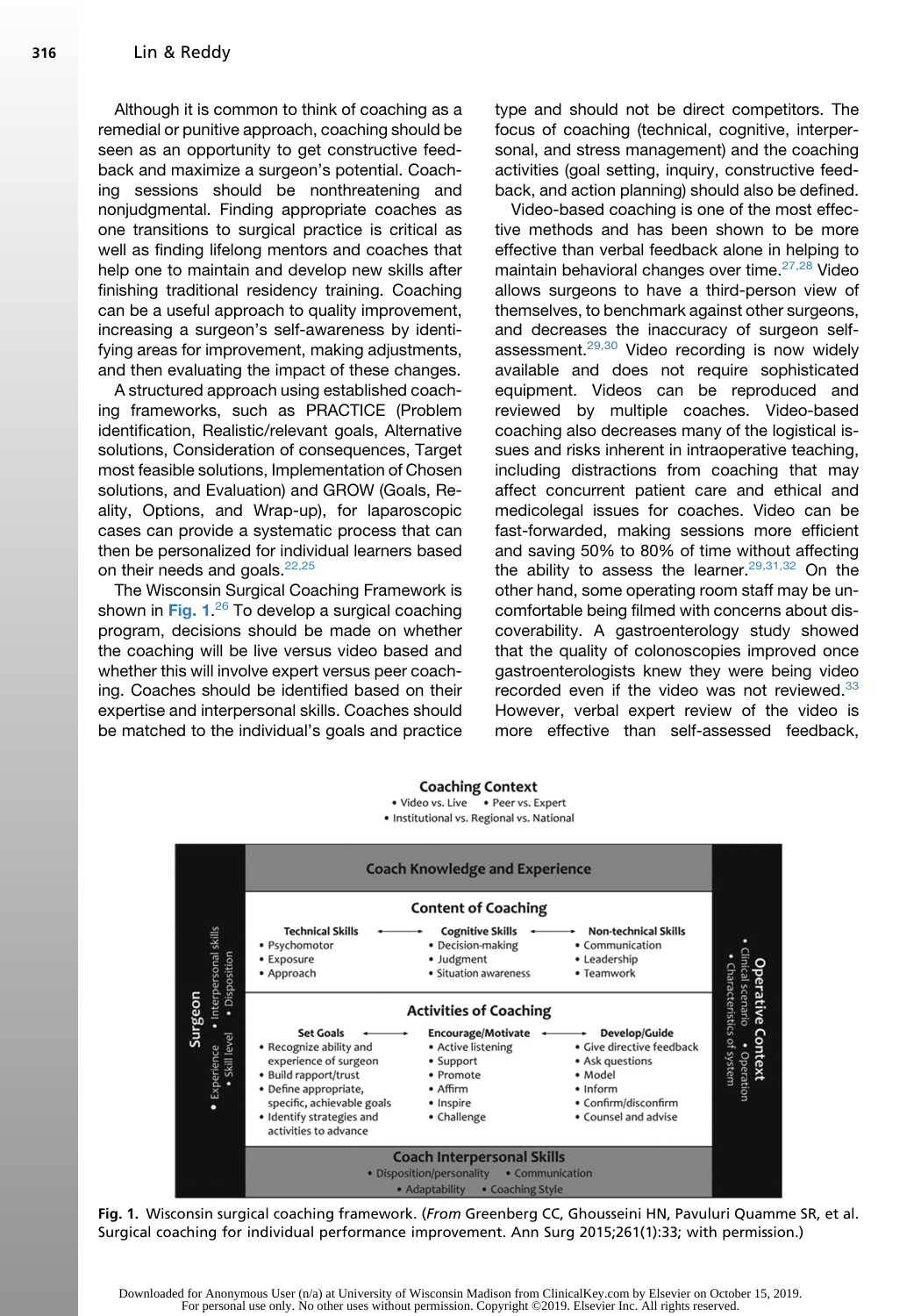Although it is common to think of coaching as a remedial or punitive approach, coaching should be seen as an opportunity to get constructive feedback and maximize a surgeon's potential. Coaching sessions should be nonthreatening and nonjudgmental. Finding appropriate coaches as one transitions to surgical practice is critical as well as finding lifelong mentors and coaches that help one to maintain and develop new skills after finishing traditional residency training. Coaching can be a useful approach to quality improvement, increasing a surgeon's self-awareness by identifying areas for improvement, making adjustments, and then evaluating the impact of these changes.

A structured approach using established coaching frameworks, such as PRACTICE (Problem identification, Realistic/relevant goals, Alternative solutions, Consideration of consequences, Target most feasible solutions, Implementation of Chosen solutions, and Evaluation) and GROW (Goals, Reality, Options, and Wrap-up), for laparoscopic cases can provide a systematic process that can then be personalized for individual learners based on their needs and goals.[22,25]

The Wisconsin Surgical Coaching Framework is shown in **Fig. 1**.[26] To develop a surgical coaching program, decisions should be made on whether the coaching will be live versus video based and whether this will involve expert versus peer coaching. Coaches should be identified based on their expertise and interpersonal skills. Coaches should be matched to the individual's goals and practice type and should not be direct competitors. The focus of coaching (technical, cognitive, interpersonal, and stress management) and the coaching activities (goal setting, inquiry, constructive feedback, and action planning) should also be defined.

Video-based coaching is one of the most effective methods and has been shown to be more effective than verbal feedback alone in helping to maintain behavioral changes over time.[27,28] Video allows surgeons to have a third-person view of themselves, to benchmark against other surgeons, and decreases the inaccuracy of surgeon self-assessment.[29,30] Video recording is now widely available and does not require sophisticated equipment. Videos can be reproduced and reviewed by multiple coaches. Video-based coaching also decreases many of the logistical issues and risks inherent in intraoperative teaching, including distractions from coaching that may affect concurrent patient care and ethical and medicolegal issues for coaches. Video can be fast-forwarded, making sessions more efficient and saving 50% to 80% of time without affecting the ability to assess the learner.[29,31,32] On the other hand, some operating room staff may be uncomfortable being filmed with concerns about discoverability. A gastroenterology study showed that the quality of colonoscopies improved once gastroenterologists knew they were being video recorded even if the video was not reviewed.[33] However, verbal expert review of the video is more effective than self-assessed feedback,

**Coaching Context**
- Video vs. Live • Peer vs. Expert
- Institutional vs. Regional vs. National

**Surgeon**: Experience • Skill level • Interpersonal skills • Disposition

**Coach Knowledge and Experience**

**Content of Coaching**

| Technical Skills | Cognitive Skills | Non-technical Skills |
| --- | --- | --- |
| Psychomotor | Decision-making | Communication |
| Exposure | Judgment | Leadership |
| Approach | Situation awareness | Teamwork |

**Activities of Coaching**

| Set Goals | Encourage/Motivate | Develop/Guide |
| --- | --- | --- |
| Recognize ability and experience of surgeon | Active listening | Give directive feedback |
| Build rapport/trust | Support | Ask questions |
| Define appropriate, specific, achievable goals | Promote | Model |
| Identify strategies and activities to advance | Affirm | Inform |
| | Inspire | Confirm/disconfirm |
| | Challenge | Counsel and advise |

**Coach Interpersonal Skills**: Disposition/personality • Communication • Adaptability • Coaching Style

**Operative Context**: Clinical scenario • Operation • Characteristics of system

**Fig. 1.** Wisconsin surgical coaching framework. (*From* Greenberg CC, Ghousseini HN, Pavuluri Quamme SR, et al. Surgical coaching for individual performance improvement. Ann Surg 2015;261(1):33; with permission.)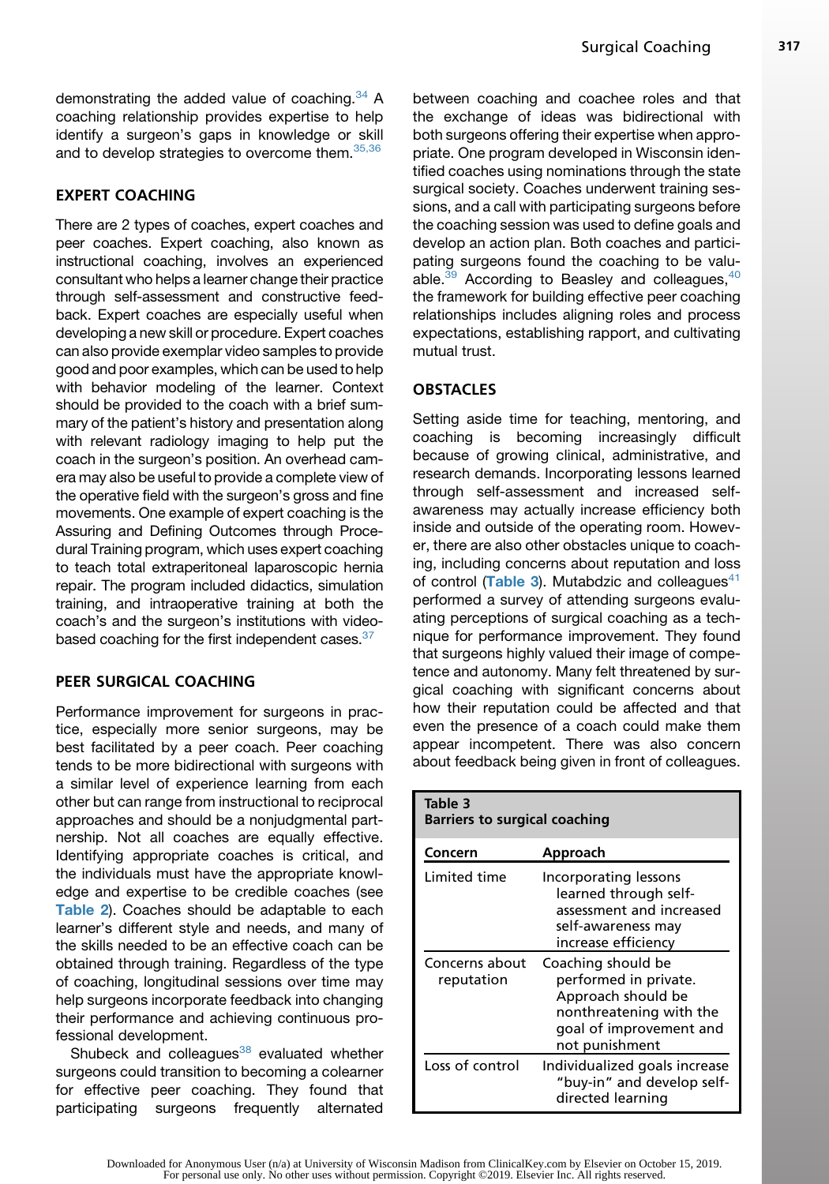demonstrating the added value of coaching.[34] A coaching relationship provides expertise to help identify a surgeon's gaps in knowledge or skill and to develop strategies to overcome them.[35,36]

## EXPERT COACHING

There are 2 types of coaches, expert coaches and peer coaches. Expert coaching, also known as instructional coaching, involves an experienced consultant who helps a learner change their practice through self-assessment and constructive feedback. Expert coaches are especially useful when developing a new skill or procedure. Expert coaches can also provide exemplar video samples to provide good and poor examples, which can be used to help with behavior modeling of the learner. Context should be provided to the coach with a brief summary of the patient's history and presentation along with relevant radiology imaging to help put the coach in the surgeon's position. An overhead camera may also be useful to provide a complete view of the operative field with the surgeon's gross and fine movements. One example of expert coaching is the Assuring and Defining Outcomes through Procedural Training program, which uses expert coaching to teach total extraperitoneal laparoscopic hernia repair. The program included didactics, simulation training, and intraoperative training at both the coach's and the surgeon's institutions with video-based coaching for the first independent cases.[37]

## PEER SURGICAL COACHING

Performance improvement for surgeons in practice, especially more senior surgeons, may be best facilitated by a peer coach. Peer coaching tends to be more bidirectional with surgeons with a similar level of experience learning from each other but can range from instructional to reciprocal approaches and should be a nonjudgmental partnership. Not all coaches are equally effective. Identifying appropriate coaches is critical, and the individuals must have the appropriate knowledge and expertise to be credible coaches (see Table 2). Coaches should be adaptable to each learner's different style and needs, and many of the skills needed to be an effective coach can be obtained through training. Regardless of the type of coaching, longitudinal sessions over time may help surgeons incorporate feedback into changing their performance and achieving continuous professional development.

Shubeck and colleagues[38] evaluated whether surgeons could transition to becoming a colearner for effective peer coaching. They found that participating surgeons frequently alternated between coaching and coachee roles and that the exchange of ideas was bidirectional with both surgeons offering their expertise when appropriate. One program developed in Wisconsin identified coaches using nominations through the state surgical society. Coaches underwent training sessions, and a call with participating surgeons before the coaching session was used to define goals and develop an action plan. Both coaches and participating surgeons found the coaching to be valuable.[39] According to Beasley and colleagues,[40] the framework for building effective peer coaching relationships includes aligning roles and process expectations, establishing rapport, and cultivating mutual trust.

## OBSTACLES

Setting aside time for teaching, mentoring, and coaching is becoming increasingly difficult because of growing clinical, administrative, and research demands. Incorporating lessons learned through self-assessment and increased self-awareness may actually increase efficiency both inside and outside of the operating room. However, there are also other obstacles unique to coaching, including concerns about reputation and loss of control (Table 3). Mutabdzic and colleagues[41] performed a survey of attending surgeons evaluating perceptions of surgical coaching as a technique for performance improvement. They found that surgeons highly valued their image of competence and autonomy. Many felt threatened by surgical coaching with significant concerns about how their reputation could be affected and that even the presence of a coach could make them appear incompetent. There was also concern about feedback being given in front of colleagues.

**Table 3**
**Barriers to surgical coaching**

| Concern | Approach |
|---|---|
| Limited time | Incorporating lessons learned through self-assessment and increased self-awareness may increase efficiency |
| Concerns about reputation | Coaching should be performed in private. Approach should be nonthreatening with the goal of improvement and not punishment |
| Loss of control | Individualized goals increase "buy-in" and develop self-directed learning |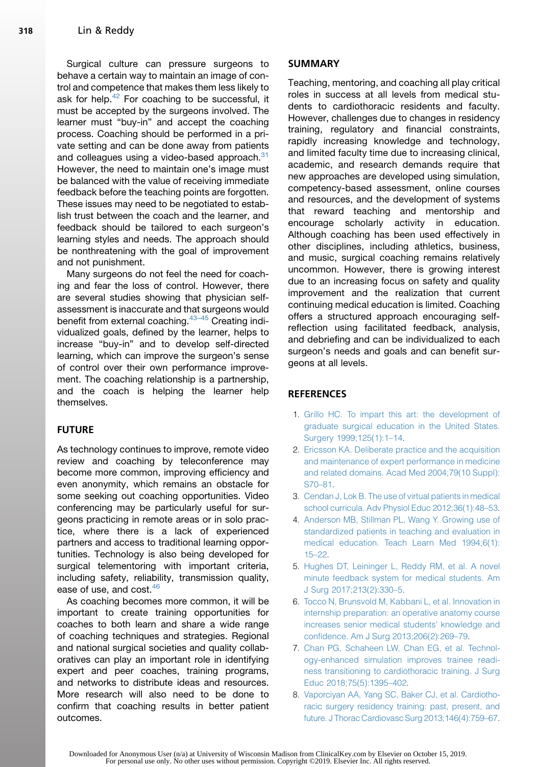Surgical culture can pressure surgeons to behave a certain way to maintain an image of control and competence that makes them less likely to ask for help.[42] For coaching to be successful, it must be accepted by the surgeons involved. The learner must “buy-in” and accept the coaching process. Coaching should be performed in a private setting and can be done away from patients and colleagues using a video-based approach.[31] However, the need to maintain one’s image must be balanced with the value of receiving immediate feedback before the teaching points are forgotten. These issues may need to be negotiated to establish trust between the coach and the learner, and feedback should be tailored to each surgeon’s learning styles and needs. The approach should be nonthreatening with the goal of improvement and not punishment.

Many surgeons do not feel the need for coaching and fear the loss of control. However, there are several studies showing that physician self-assessment is inaccurate and that surgeons would benefit from external coaching.[43–45] Creating individualized goals, defined by the learner, helps to increase “buy-in” and to develop self-directed learning, which can improve the surgeon’s sense of control over their own performance improvement. The coaching relationship is a partnership, and the coach is helping the learner help themselves.

## FUTURE

As technology continues to improve, remote video review and coaching by teleconference may become more common, improving efficiency and even anonymity, which remains an obstacle for some seeking out coaching opportunities. Video conferencing may be particularly useful for surgeons practicing in remote areas or in solo practice, where there is a lack of experienced partners and access to traditional learning opportunities. Technology is also being developed for surgical telementoring with important criteria, including safety, reliability, transmission quality, ease of use, and cost.[46]

As coaching becomes more common, it will be important to create training opportunities for coaches to both learn and share a wide range of coaching techniques and strategies. Regional and national surgical societies and quality collaboratives can play an important role in identifying expert and peer coaches, training programs, and networks to distribute ideas and resources. More research will also need to be done to confirm that coaching results in better patient outcomes.

## SUMMARY

Teaching, mentoring, and coaching all play critical roles in success at all levels from medical students to cardiothoracic residents and faculty. However, challenges due to changes in residency training, regulatory and financial constraints, rapidly increasing knowledge and technology, and limited faculty time due to increasing clinical, academic, and research demands require that new approaches are developed using simulation, competency-based assessment, online courses and resources, and the development of systems that reward teaching and mentorship and encourage scholarly activity in education. Although coaching has been used effectively in other disciplines, including athletics, business, and music, surgical coaching remains relatively uncommon. However, there is growing interest due to an increasing focus on safety and quality improvement and the realization that current continuing medical education is limited. Coaching offers a structured approach encouraging self-reflection using facilitated feedback, analysis, and debriefing and can be individualized to each surgeon’s needs and goals and can benefit surgeons at all levels.

## REFERENCES

1. Grillo HC. To impart this art: the development of graduate surgical education in the United States. Surgery 1999;125(1):1–14.
2. Ericsson KA. Deliberate practice and the acquisition and maintenance of expert performance in medicine and related domains. Acad Med 2004;79(10 Suppl):S70–81.
3. Cendan J, Lok B. The use of virtual patients in medical school curricula. Adv Physiol Educ 2012;36(1):48–53.
4. Anderson MB, Stillman PL, Wang Y. Growing use of standardized patients in teaching and evaluation in medical education. Teach Learn Med 1994;6(1):15–22.
5. Hughes DT, Leininger L, Reddy RM, et al. A novel minute feedback system for medical students. Am J Surg 2017;213(2):330–5.
6. Tocco N, Brunsvold M, Kabbani L, et al. Innovation in internship preparation: an operative anatomy course increases senior medical students’ knowledge and confidence. Am J Surg 2013;206(2):269–79.
7. Chan PG, Schaheen LW, Chan EG, et al. Technology-enhanced simulation improves trainee readiness transitioning to cardiothoracic training. J Surg Educ 2018;75(5):1395–402.
8. Vaporciyan AA, Yang SC, Baker CJ, et al. Cardiothoracic surgery residency training: past, present, and future. J Thorac Cardiovasc Surg 2013;146(4):759–67.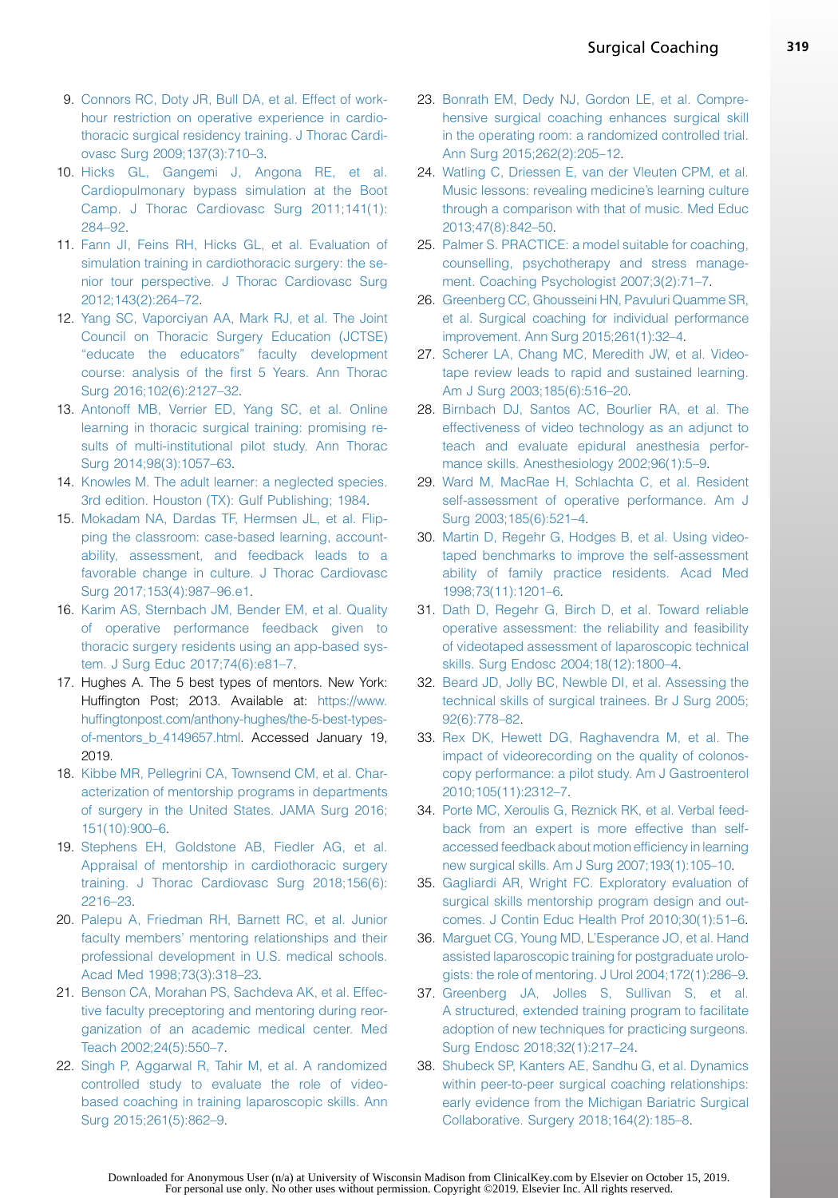9. Connors RC, Doty JR, Bull DA, et al. Effect of work-hour restriction on operative experience in cardiothoracic surgical residency training. J Thorac Cardiovasc Surg 2009;137(3):710–3.
10. Hicks GL, Gangemi J, Angona RE, et al. Cardiopulmonary bypass simulation at the Boot Camp. J Thorac Cardiovasc Surg 2011;141(1):284–92.
11. Fann JI, Feins RH, Hicks GL, et al. Evaluation of simulation training in cardiothoracic surgery: the senior tour perspective. J Thorac Cardiovasc Surg 2012;143(2):264–72.
12. Yang SC, Vaporciyan AA, Mark RJ, et al. The Joint Council on Thoracic Surgery Education (JCTSE) "educate the educators" faculty development course: analysis of the first 5 Years. Ann Thorac Surg 2016;102(6):2127–32.
13. Antonoff MB, Verrier ED, Yang SC, et al. Online learning in thoracic surgical training: promising results of multi-institutional pilot study. Ann Thorac Surg 2014;98(3):1057–63.
14. Knowles M. The adult learner: a neglected species. 3rd edition. Houston (TX): Gulf Publishing; 1984.
15. Mokadam NA, Dardas TF, Hermsen JL, et al. Flipping the classroom: case-based learning, accountability, assessment, and feedback leads to a favorable change in culture. J Thorac Cardiovasc Surg 2017;153(4):987–96.e1.
16. Karim AS, Sternbach JM, Bender EM, et al. Quality of operative performance feedback given to thoracic surgery residents using an app-based system. J Surg Educ 2017;74(6):e81–7.
17. Hughes A. The 5 best types of mentors. New York: Huffington Post; 2013. Available at: https://www.huffingtonpost.com/anthony-hughes/the-5-best-types-of-mentors_b_4149657.html. Accessed January 19, 2019.
18. Kibbe MR, Pellegrini CA, Townsend CM, et al. Characterization of mentorship programs in departments of surgery in the United States. JAMA Surg 2016;151(10):900–6.
19. Stephens EH, Goldstone AB, Fiedler AG, et al. Appraisal of mentorship in cardiothoracic surgery training. J Thorac Cardiovasc Surg 2018;156(6):2216–23.
20. Palepu A, Friedman RH, Barnett RC, et al. Junior faculty members' mentoring relationships and their professional development in U.S. medical schools. Acad Med 1998;73(3):318–23.
21. Benson CA, Morahan PS, Sachdeva AK, et al. Effective faculty preceptoring and mentoring during reorganization of an academic medical center. Med Teach 2002;24(5):550–7.
22. Singh P, Aggarwal R, Tahir M, et al. A randomized controlled study to evaluate the role of video-based coaching in training laparoscopic skills. Ann Surg 2015;261(5):862–9.
23. Bonrath EM, Dedy NJ, Gordon LE, et al. Comprehensive surgical coaching enhances surgical skill in the operating room: a randomized controlled trial. Ann Surg 2015;262(2):205–12.
24. Watling C, Driessen E, van der Vleuten CPM, et al. Music lessons: revealing medicine's learning culture through a comparison with that of music. Med Educ 2013;47(8):842–50.
25. Palmer S. PRACTICE: a model suitable for coaching, counselling, psychotherapy and stress management. Coaching Psychologist 2007;3(2):71–7.
26. Greenberg CC, Ghousseini HN, Pavuluri Quamme SR, et al. Surgical coaching for individual performance improvement. Ann Surg 2015;261(1):32–4.
27. Scherer LA, Chang MC, Meredith JW, et al. Videotape review leads to rapid and sustained learning. Am J Surg 2003;185(6):516–20.
28. Birnbach DJ, Santos AC, Bourlier RA, et al. The effectiveness of video technology as an adjunct to teach and evaluate epidural anesthesia performance skills. Anesthesiology 2002;96(1):5–9.
29. Ward M, MacRae H, Schlachta C, et al. Resident self-assessment of operative performance. Am J Surg 2003;185(6):521–4.
30. Martin D, Regehr G, Hodges B, et al. Using videotaped benchmarks to improve the self-assessment ability of family practice residents. Acad Med 1998;73(11):1201–6.
31. Dath D, Regehr G, Birch D, et al. Toward reliable operative assessment: the reliability and feasibility of videotaped assessment of laparoscopic technical skills. Surg Endosc 2004;18(12):1800–4.
32. Beard JD, Jolly BC, Newble DI, et al. Assessing the technical skills of surgical trainees. Br J Surg 2005;92(6):778–82.
33. Rex DK, Hewett DG, Raghavendra M, et al. The impact of videorecording on the quality of colonoscopy performance: a pilot study. Am J Gastroenterol 2010;105(11):2312–7.
34. Porte MC, Xeroulis G, Reznick RK, et al. Verbal feedback from an expert is more effective than self-accessed feedback about motion efficiency in learning new surgical skills. Am J Surg 2007;193(1):105–10.
35. Gagliardi AR, Wright FC. Exploratory evaluation of surgical skills mentorship program design and outcomes. J Contin Educ Health Prof 2010;30(1):51–6.
36. Marguet CG, Young MD, L'Esperance JO, et al. Hand assisted laparoscopic training for postgraduate urologists: the role of mentoring. J Urol 2004;172(1):286–9.
37. Greenberg JA, Jolles S, Sullivan S, et al. A structured, extended training program to facilitate adoption of new techniques for practicing surgeons. Surg Endosc 2018;32(1):217–24.
38. Shubeck SP, Kanters AE, Sandhu G, et al. Dynamics within peer-to-peer surgical coaching relationships: early evidence from the Michigan Bariatric Surgical Collaborative. Surgery 2018;164(2):185–8.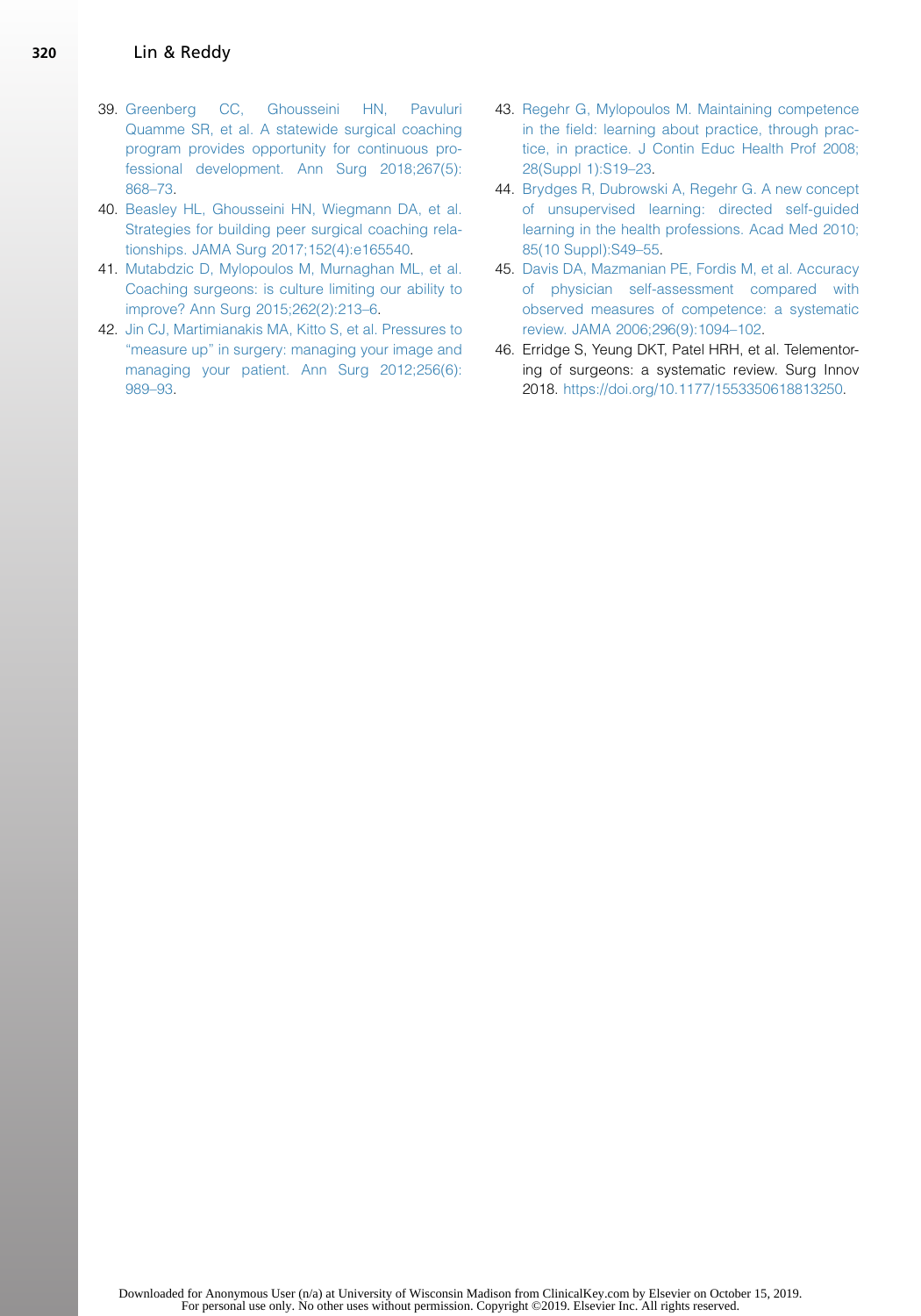39. Greenberg CC, Ghousseini HN, Pavuluri Quamme SR, et al. A statewide surgical coaching program provides opportunity for continuous professional development. Ann Surg 2018;267(5):868–73.
40. Beasley HL, Ghousseini HN, Wiegmann DA, et al. Strategies for building peer surgical coaching relationships. JAMA Surg 2017;152(4):e165540.
41. Mutabdzic D, Mylopoulos M, Murnaghan ML, et al. Coaching surgeons: is culture limiting our ability to improve? Ann Surg 2015;262(2):213–6.
42. Jin CJ, Martimianakis MA, Kitto S, et al. Pressures to "measure up" in surgery: managing your image and managing your patient. Ann Surg 2012;256(6):989–93.
43. Regehr G, Mylopoulos M. Maintaining competence in the field: learning about practice, through practice, in practice. J Contin Educ Health Prof 2008;28(Suppl 1):S19–23.
44. Brydges R, Dubrowski A, Regehr G. A new concept of unsupervised learning: directed self-guided learning in the health professions. Acad Med 2010;85(10 Suppl):S49–55.
45. Davis DA, Mazmanian PE, Fordis M, et al. Accuracy of physician self-assessment compared with observed measures of competence: a systematic review. JAMA 2006;296(9):1094–102.
46. Erridge S, Yeung DKT, Patel HRH, et al. Telementoring of surgeons: a systematic review. Surg Innov 2018. https://doi.org/10.1177/1553350618813250.